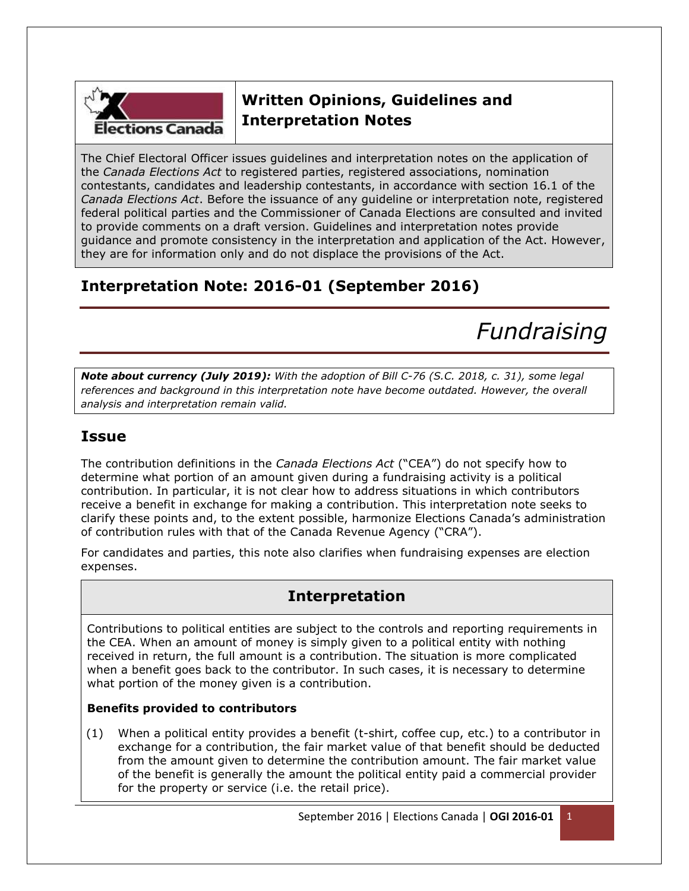# Written Opinions, Guidelines and Interpretation Notes

The Chief Electoral Officer issues guidelines and interpretation notes on the application of the *Canada Elections Act* to registered parties, registered associations, nomination contestants, candidates and leadership contestants, in accordance with section 16.1 of the *Canada Elections Act*. Before the issuance of any guideline or interpretation note, registered federal political parties and the Commissioner of Canada Elections are consulted and invited to provide comments on a draft version. Guidelines and interpretation notes provide guidance and promote consistency in the interpretation and application of the Act. However, they are for information only and do not displace the provisions of the Act.

## Interpretation Note: 2016-01 (September 2016)

# *Fundraising*

***Note about currency (July 2019):*** *With the adoption of Bill C-76 (S.C. 2018, c. 31), some legal references and background in this interpretation note have become outdated. However, the overall analysis and interpretation remain valid.*

## Issue

The contribution definitions in the *Canada Elections Act* ("CEA") do not specify how to determine what portion of an amount given during a fundraising activity is a political contribution. In particular, it is not clear how to address situations in which contributors receive a benefit in exchange for making a contribution. This interpretation note seeks to clarify these points and, to the extent possible, harmonize Elections Canada's administration of contribution rules with that of the Canada Revenue Agency ("CRA").

For candidates and parties, this note also clarifies when fundraising expenses are election expenses.

## Interpretation

Contributions to political entities are subject to the controls and reporting requirements in the CEA. When an amount of money is simply given to a political entity with nothing received in return, the full amount is a contribution. The situation is more complicated when a benefit goes back to the contributor. In such cases, it is necessary to determine what portion of the money given is a contribution.

**Benefits provided to contributors**

(1) When a political entity provides a benefit (t-shirt, coffee cup, etc.) to a contributor in exchange for a contribution, the fair market value of that benefit should be deducted from the amount given to determine the contribution amount. The fair market value of the benefit is generally the amount the political entity paid a commercial provider for the property or service (i.e. the retail price).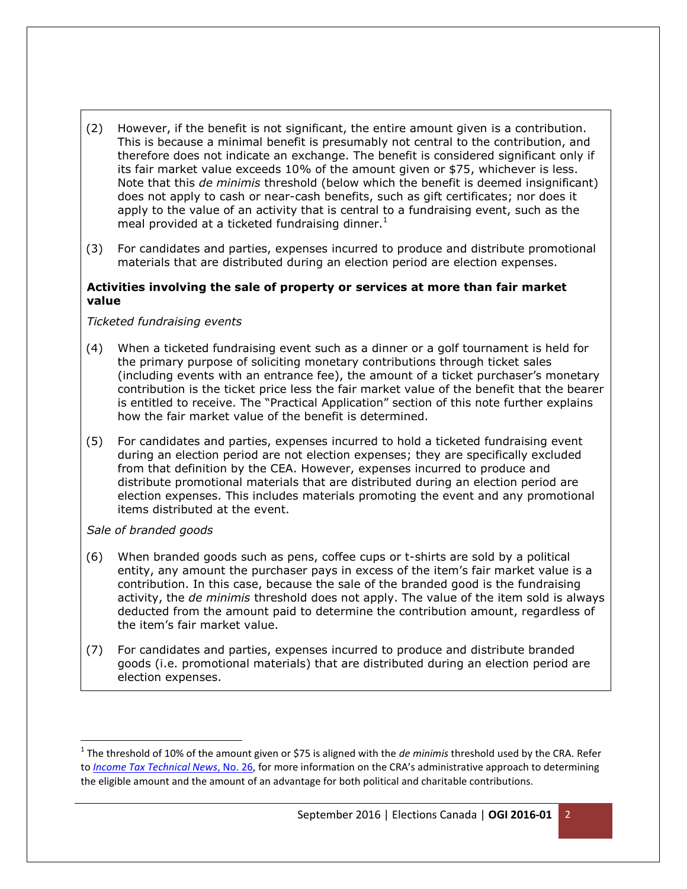(2) However, if the benefit is not significant, the entire amount given is a contribution. This is because a minimal benefit is presumably not central to the contribution, and therefore does not indicate an exchange. The benefit is considered significant only if its fair market value exceeds 10% of the amount given or $75, whichever is less. Note that this *de minimis* threshold (below which the benefit is deemed insignificant) does not apply to cash or near-cash benefits, such as gift certificates; nor does it apply to the value of an activity that is central to a fundraising event, such as the meal provided at a ticketed fundraising dinner.[1]

(3) For candidates and parties, expenses incurred to produce and distribute promotional materials that are distributed during an election period are election expenses.

**Activities involving the sale of property or services at more than fair market value**

*Ticketed fundraising events*

(4) When a ticketed fundraising event such as a dinner or a golf tournament is held for the primary purpose of soliciting monetary contributions through ticket sales (including events with an entrance fee), the amount of a ticket purchaser's monetary contribution is the ticket price less the fair market value of the benefit that the bearer is entitled to receive. The "Practical Application" section of this note further explains how the fair market value of the benefit is determined.

(5) For candidates and parties, expenses incurred to hold a ticketed fundraising event during an election period are not election expenses; they are specifically excluded from that definition by the CEA. However, expenses incurred to produce and distribute promotional materials that are distributed during an election period are election expenses. This includes materials promoting the event and any promotional items distributed at the event.

*Sale of branded goods*

(6) When branded goods such as pens, coffee cups or t-shirts are sold by a political entity, any amount the purchaser pays in excess of the item's fair market value is a contribution. In this case, because the sale of the branded good is the fundraising activity, the *de minimis* threshold does not apply. The value of the item sold is always deducted from the amount paid to determine the contribution amount, regardless of the item's fair market value.

(7) For candidates and parties, expenses incurred to produce and distribute branded goods (i.e. promotional materials) that are distributed during an election period are election expenses.

---

[1] The threshold of 10% of the amount given or $75 is aligned with the *de minimis* threshold used by the CRA. Refer to *Income Tax Technical News*, No. 26, for more information on the CRA's administrative approach to determining the eligible amount and the amount of an advantage for both political and charitable contributions.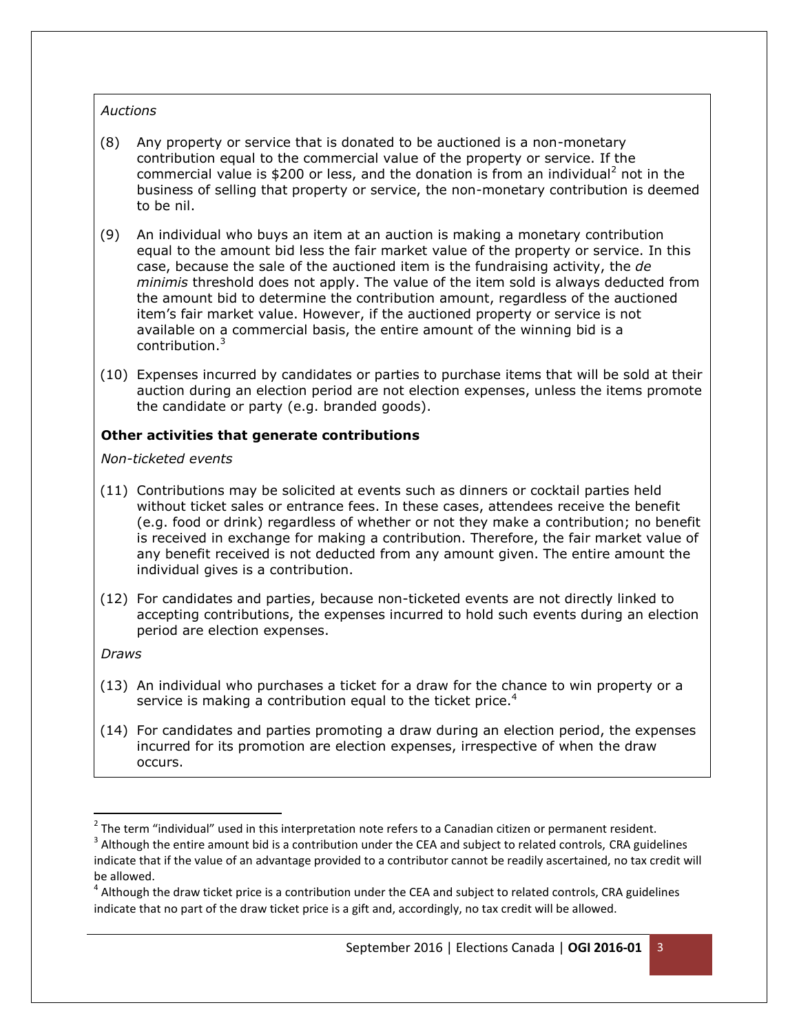*Auctions*

(8) Any property or service that is donated to be auctioned is a non-monetary contribution equal to the commercial value of the property or service. If the commercial value is $200 or less, and the donation is from an individual[2] not in the business of selling that property or service, the non-monetary contribution is deemed to be nil.

(9) An individual who buys an item at an auction is making a monetary contribution equal to the amount bid less the fair market value of the property or service. In this case, because the sale of the auctioned item is the fundraising activity, the *de minimis* threshold does not apply. The value of the item sold is always deducted from the amount bid to determine the contribution amount, regardless of the auctioned item's fair market value. However, if the auctioned property or service is not available on a commercial basis, the entire amount of the winning bid is a contribution.[3]

(10) Expenses incurred by candidates or parties to purchase items that will be sold at their auction during an election period are not election expenses, unless the items promote the candidate or party (e.g. branded goods).

**Other activities that generate contributions**

*Non-ticketed events*

(11) Contributions may be solicited at events such as dinners or cocktail parties held without ticket sales or entrance fees. In these cases, attendees receive the benefit (e.g. food or drink) regardless of whether or not they make a contribution; no benefit is received in exchange for making a contribution. Therefore, the fair market value of any benefit received is not deducted from any amount given. The entire amount the individual gives is a contribution.

(12) For candidates and parties, because non-ticketed events are not directly linked to accepting contributions, the expenses incurred to hold such events during an election period are election expenses.

*Draws*

(13) An individual who purchases a ticket for a draw for the chance to win property or a service is making a contribution equal to the ticket price.[4]

(14) For candidates and parties promoting a draw during an election period, the expenses incurred for its promotion are election expenses, irrespective of when the draw occurs.

---

[2] The term "individual" used in this interpretation note refers to a Canadian citizen or permanent resident.

[3] Although the entire amount bid is a contribution under the CEA and subject to related controls, CRA guidelines indicate that if the value of an advantage provided to a contributor cannot be readily ascertained, no tax credit will be allowed.

[4] Although the draw ticket price is a contribution under the CEA and subject to related controls, CRA guidelines indicate that no part of the draw ticket price is a gift and, accordingly, no tax credit will be allowed.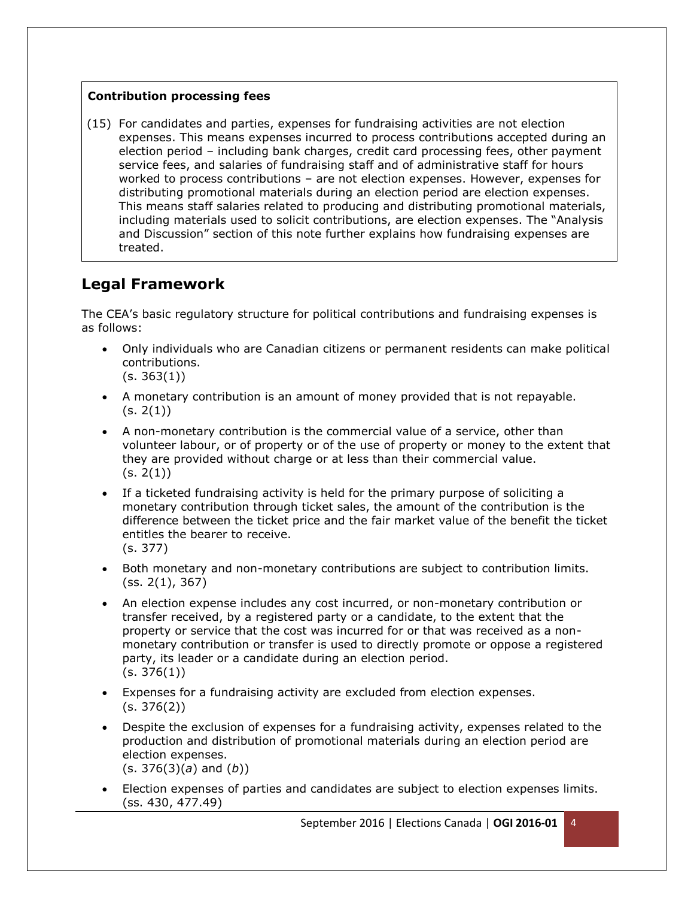**Contribution processing fees**

(15) For candidates and parties, expenses for fundraising activities are not election expenses. This means expenses incurred to process contributions accepted during an election period – including bank charges, credit card processing fees, other payment service fees, and salaries of fundraising staff and of administrative staff for hours worked to process contributions – are not election expenses. However, expenses for distributing promotional materials during an election period are election expenses. This means staff salaries related to producing and distributing promotional materials, including materials used to solicit contributions, are election expenses. The "Analysis and Discussion" section of this note further explains how fundraising expenses are treated.

## Legal Framework

The CEA's basic regulatory structure for political contributions and fundraising expenses is as follows:

- Only individuals who are Canadian citizens or permanent residents can make political contributions.
  (s. 363(1))
- A monetary contribution is an amount of money provided that is not repayable.
  (s. 2(1))
- A non-monetary contribution is the commercial value of a service, other than volunteer labour, or of property or of the use of property or money to the extent that they are provided without charge or at less than their commercial value.
  (s. 2(1))
- If a ticketed fundraising activity is held for the primary purpose of soliciting a monetary contribution through ticket sales, the amount of the contribution is the difference between the ticket price and the fair market value of the benefit the ticket entitles the bearer to receive.
  (s. 377)
- Both monetary and non-monetary contributions are subject to contribution limits.
  (ss. 2(1), 367)
- An election expense includes any cost incurred, or non-monetary contribution or transfer received, by a registered party or a candidate, to the extent that the property or service that the cost was incurred for or that was received as a non-monetary contribution or transfer is used to directly promote or oppose a registered party, its leader or a candidate during an election period.
  (s. 376(1))
- Expenses for a fundraising activity are excluded from election expenses.
  (s. 376(2))
- Despite the exclusion of expenses for a fundraising activity, expenses related to the production and distribution of promotional materials during an election period are election expenses.
  (s. 376(3)(*a*) and (*b*))
- Election expenses of parties and candidates are subject to election expenses limits.
  (ss. 430, 477.49)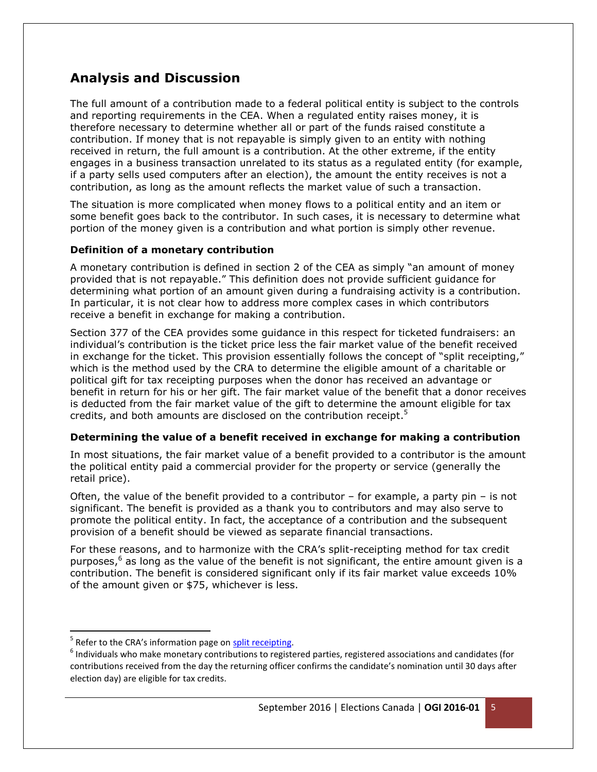## Analysis and Discussion

The full amount of a contribution made to a federal political entity is subject to the controls and reporting requirements in the CEA. When a regulated entity raises money, it is therefore necessary to determine whether all or part of the funds raised constitute a contribution. If money that is not repayable is simply given to an entity with nothing received in return, the full amount is a contribution. At the other extreme, if the entity engages in a business transaction unrelated to its status as a regulated entity (for example, if a party sells used computers after an election), the amount the entity receives is not a contribution, as long as the amount reflects the market value of such a transaction.

The situation is more complicated when money flows to a political entity and an item or some benefit goes back to the contributor. In such cases, it is necessary to determine what portion of the money given is a contribution and what portion is simply other revenue.

### Definition of a monetary contribution

A monetary contribution is defined in section 2 of the CEA as simply "an amount of money provided that is not repayable." This definition does not provide sufficient guidance for determining what portion of an amount given during a fundraising activity is a contribution. In particular, it is not clear how to address more complex cases in which contributors receive a benefit in exchange for making a contribution.

Section 377 of the CEA provides some guidance in this respect for ticketed fundraisers: an individual's contribution is the ticket price less the fair market value of the benefit received in exchange for the ticket. This provision essentially follows the concept of "split receipting," which is the method used by the CRA to determine the eligible amount of a charitable or political gift for tax receipting purposes when the donor has received an advantage or benefit in return for his or her gift. The fair market value of the benefit that a donor receives is deducted from the fair market value of the gift to determine the amount eligible for tax credits, and both amounts are disclosed on the contribution receipt.[5]

### Determining the value of a benefit received in exchange for making a contribution

In most situations, the fair market value of a benefit provided to a contributor is the amount the political entity paid a commercial provider for the property or service (generally the retail price).

Often, the value of the benefit provided to a contributor – for example, a party pin – is not significant. The benefit is provided as a thank you to contributors and may also serve to promote the political entity. In fact, the acceptance of a contribution and the subsequent provision of a benefit should be viewed as separate financial transactions.

For these reasons, and to harmonize with the CRA's split-receipting method for tax credit purposes,[6] as long as the value of the benefit is not significant, the entire amount given is a contribution. The benefit is considered significant only if its fair market value exceeds 10% of the amount given or $75, whichever is less.

---

[5] Refer to the CRA's information page on split receipting.

[6] Individuals who make monetary contributions to registered parties, registered associations and candidates (for contributions received from the day the returning officer confirms the candidate's nomination until 30 days after election day) are eligible for tax credits.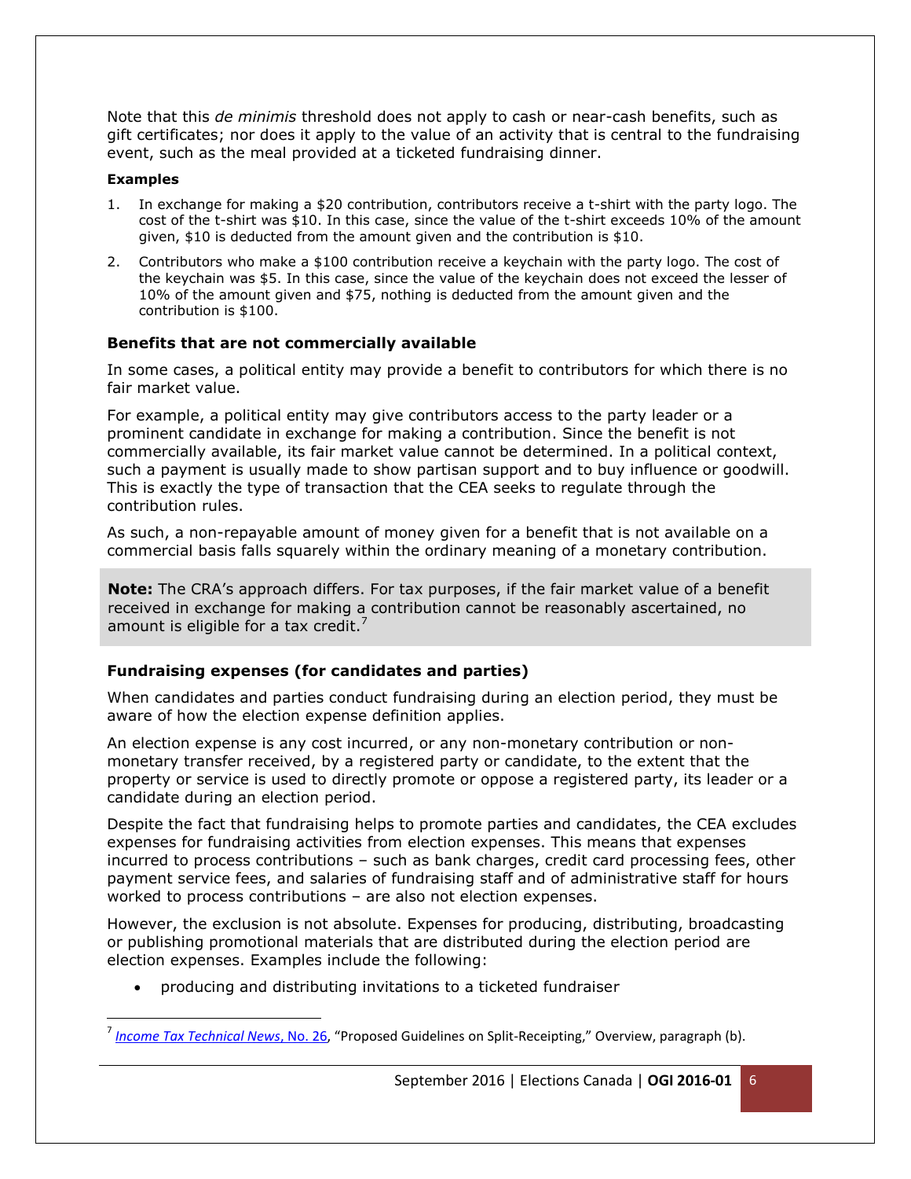Note that this *de minimis* threshold does not apply to cash or near-cash benefits, such as gift certificates; nor does it apply to the value of an activity that is central to the fundraising event, such as the meal provided at a ticketed fundraising dinner.

**Examples**

1. In exchange for making a $20 contribution, contributors receive a t-shirt with the party logo. The cost of the t-shirt was $10. In this case, since the value of the t-shirt exceeds 10% of the amount given, $10 is deducted from the amount given and the contribution is $10.
2. Contributors who make a $100 contribution receive a keychain with the party logo. The cost of the keychain was $5. In this case, since the value of the keychain does not exceed the lesser of 10% of the amount given and $75, nothing is deducted from the amount given and the contribution is $100.

### Benefits that are not commercially available

In some cases, a political entity may provide a benefit to contributors for which there is no fair market value.

For example, a political entity may give contributors access to the party leader or a prominent candidate in exchange for making a contribution. Since the benefit is not commercially available, its fair market value cannot be determined. In a political context, such a payment is usually made to show partisan support and to buy influence or goodwill. This is exactly the type of transaction that the CEA seeks to regulate through the contribution rules.

As such, a non-repayable amount of money given for a benefit that is not available on a commercial basis falls squarely within the ordinary meaning of a monetary contribution.

> **Note:** The CRA's approach differs. For tax purposes, if the fair market value of a benefit received in exchange for making a contribution cannot be reasonably ascertained, no amount is eligible for a tax credit.[7]

### Fundraising expenses (for candidates and parties)

When candidates and parties conduct fundraising during an election period, they must be aware of how the election expense definition applies.

An election expense is any cost incurred, or any non-monetary contribution or non-monetary transfer received, by a registered party or candidate, to the extent that the property or service is used to directly promote or oppose a registered party, its leader or a candidate during an election period.

Despite the fact that fundraising helps to promote parties and candidates, the CEA excludes expenses for fundraising activities from election expenses. This means that expenses incurred to process contributions – such as bank charges, credit card processing fees, other payment service fees, and salaries of fundraising staff and of administrative staff for hours worked to process contributions – are also not election expenses.

However, the exclusion is not absolute. Expenses for producing, distributing, broadcasting or publishing promotional materials that are distributed during the election period are election expenses. Examples include the following:

- producing and distributing invitations to a ticketed fundraiser

[7] *Income Tax Technical News*, No. 26, "Proposed Guidelines on Split-Receipting," Overview, paragraph (b).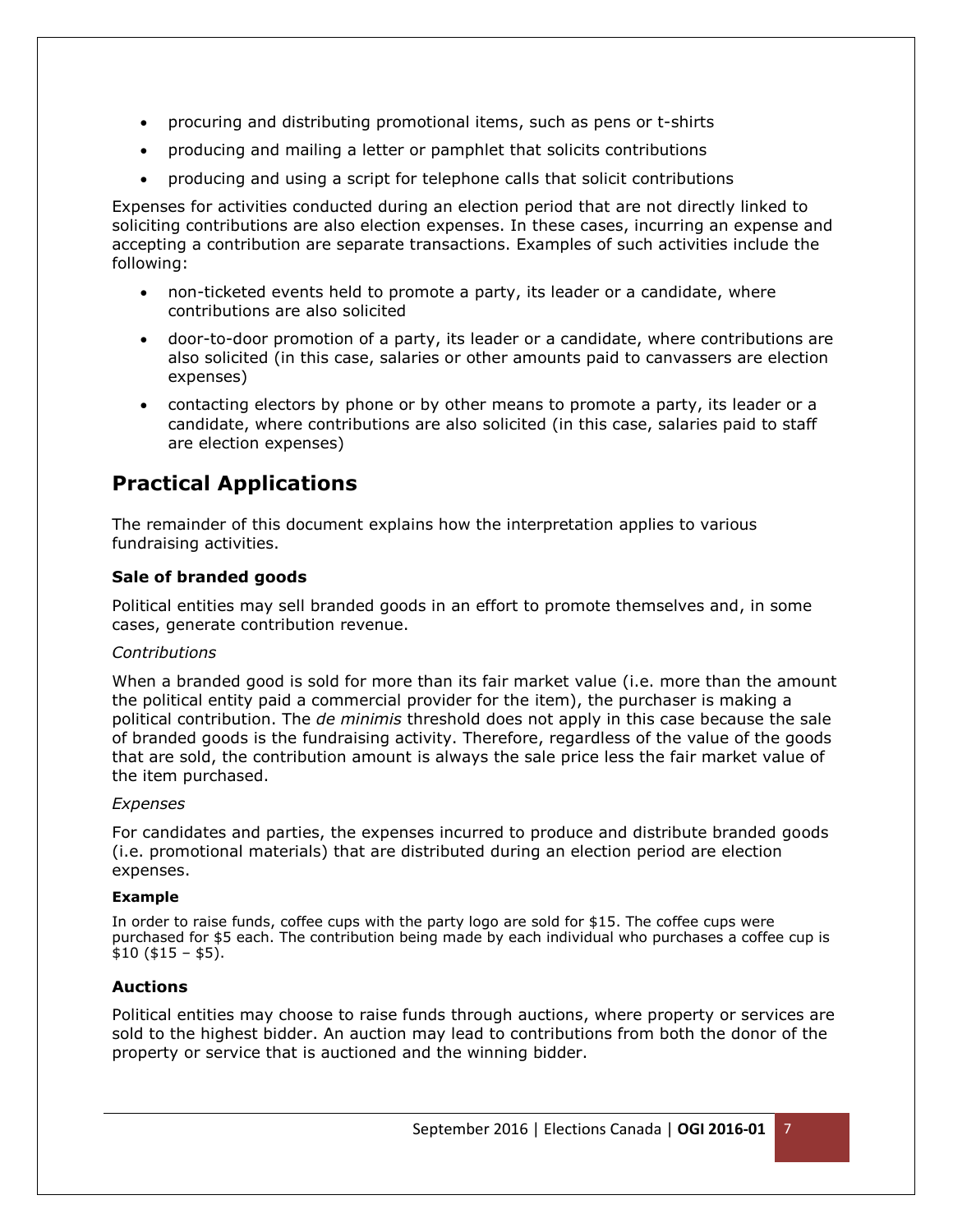- procuring and distributing promotional items, such as pens or t-shirts
- producing and mailing a letter or pamphlet that solicits contributions
- producing and using a script for telephone calls that solicit contributions

Expenses for activities conducted during an election period that are not directly linked to soliciting contributions are also election expenses. In these cases, incurring an expense and accepting a contribution are separate transactions. Examples of such activities include the following:

- non-ticketed events held to promote a party, its leader or a candidate, where contributions are also solicited
- door-to-door promotion of a party, its leader or a candidate, where contributions are also solicited (in this case, salaries or other amounts paid to canvassers are election expenses)
- contacting electors by phone or by other means to promote a party, its leader or a candidate, where contributions are also solicited (in this case, salaries paid to staff are election expenses)

## Practical Applications

The remainder of this document explains how the interpretation applies to various fundraising activities.

### Sale of branded goods

Political entities may sell branded goods in an effort to promote themselves and, in some cases, generate contribution revenue.

*Contributions*

When a branded good is sold for more than its fair market value (i.e. more than the amount the political entity paid a commercial provider for the item), the purchaser is making a political contribution. The *de minimis* threshold does not apply in this case because the sale of branded goods is the fundraising activity. Therefore, regardless of the value of the goods that are sold, the contribution amount is always the sale price less the fair market value of the item purchased.

*Expenses*

For candidates and parties, the expenses incurred to produce and distribute branded goods (i.e. promotional materials) that are distributed during an election period are election expenses.

**Example**

In order to raise funds, coffee cups with the party logo are sold for $15. The coffee cups were purchased for $5 each. The contribution being made by each individual who purchases a coffee cup is $10 ($15 – $5).

### Auctions

Political entities may choose to raise funds through auctions, where property or services are sold to the highest bidder. An auction may lead to contributions from both the donor of the property or service that is auctioned and the winning bidder.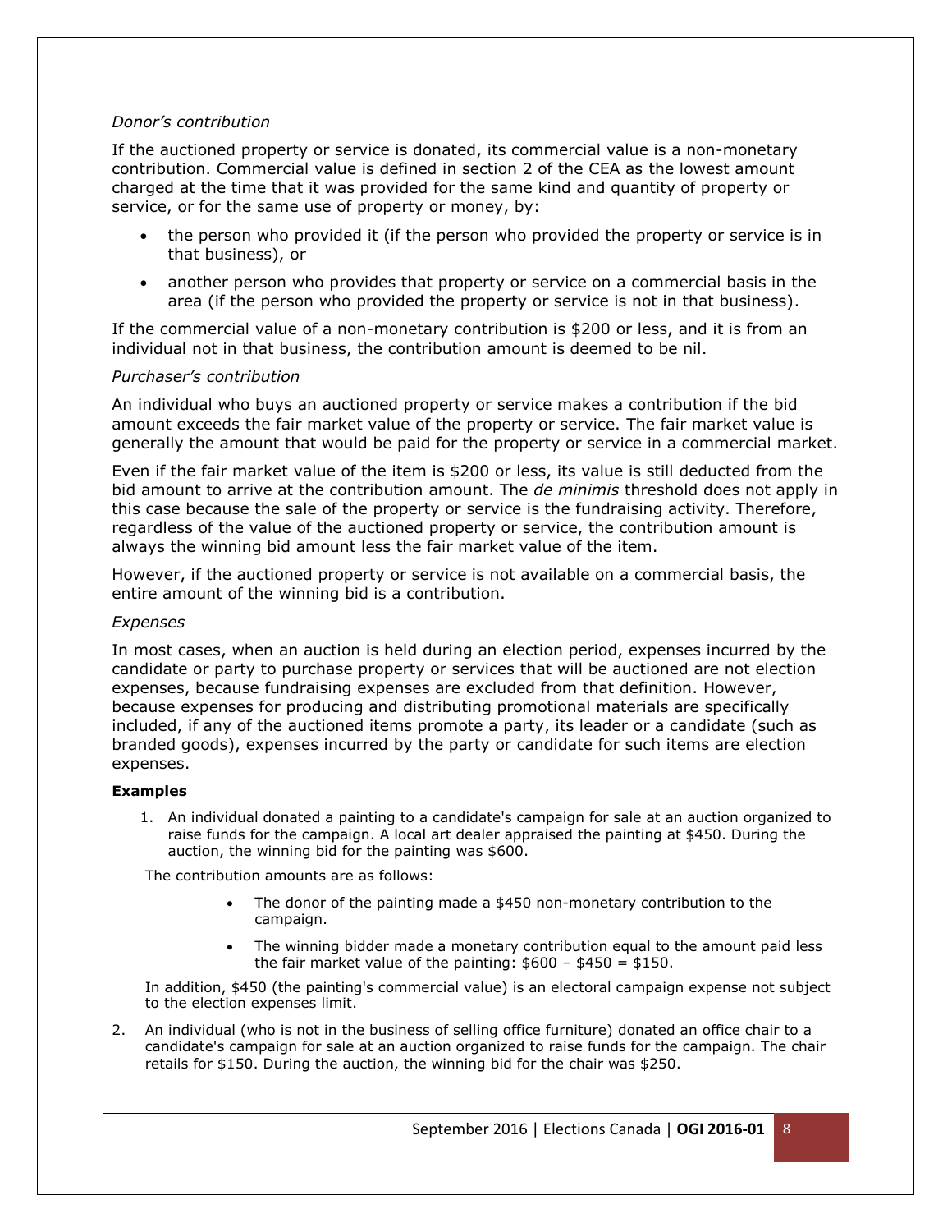*Donor's contribution*

If the auctioned property or service is donated, its commercial value is a non-monetary contribution. Commercial value is defined in section 2 of the CEA as the lowest amount charged at the time that it was provided for the same kind and quantity of property or service, or for the same use of property or money, by:

- the person who provided it (if the person who provided the property or service is in that business), or
- another person who provides that property or service on a commercial basis in the area (if the person who provided the property or service is not in that business).

If the commercial value of a non-monetary contribution is $200 or less, and it is from an individual not in that business, the contribution amount is deemed to be nil.

*Purchaser's contribution*

An individual who buys an auctioned property or service makes a contribution if the bid amount exceeds the fair market value of the property or service. The fair market value is generally the amount that would be paid for the property or service in a commercial market.

Even if the fair market value of the item is $200 or less, its value is still deducted from the bid amount to arrive at the contribution amount. The *de minimis* threshold does not apply in this case because the sale of the property or service is the fundraising activity. Therefore, regardless of the value of the auctioned property or service, the contribution amount is always the winning bid amount less the fair market value of the item.

However, if the auctioned property or service is not available on a commercial basis, the entire amount of the winning bid is a contribution.

*Expenses*

In most cases, when an auction is held during an election period, expenses incurred by the candidate or party to purchase property or services that will be auctioned are not election expenses, because fundraising expenses are excluded from that definition. However, because expenses for producing and distributing promotional materials are specifically included, if any of the auctioned items promote a party, its leader or a candidate (such as branded goods), expenses incurred by the party or candidate for such items are election expenses.

**Examples**

1. An individual donated a painting to a candidate's campaign for sale at an auction organized to raise funds for the campaign. A local art dealer appraised the painting at $450. During the auction, the winning bid for the painting was $600.

   The contribution amounts are as follows:

   - The donor of the painting made a $450 non-monetary contribution to the campaign.
   - The winning bidder made a monetary contribution equal to the amount paid less the fair market value of the painting: $600 – $450 = $150.

   In addition, $450 (the painting's commercial value) is an electoral campaign expense not subject to the election expenses limit.

2. An individual (who is not in the business of selling office furniture) donated an office chair to a candidate's campaign for sale at an auction organized to raise funds for the campaign. The chair retails for $150. During the auction, the winning bid for the chair was $250.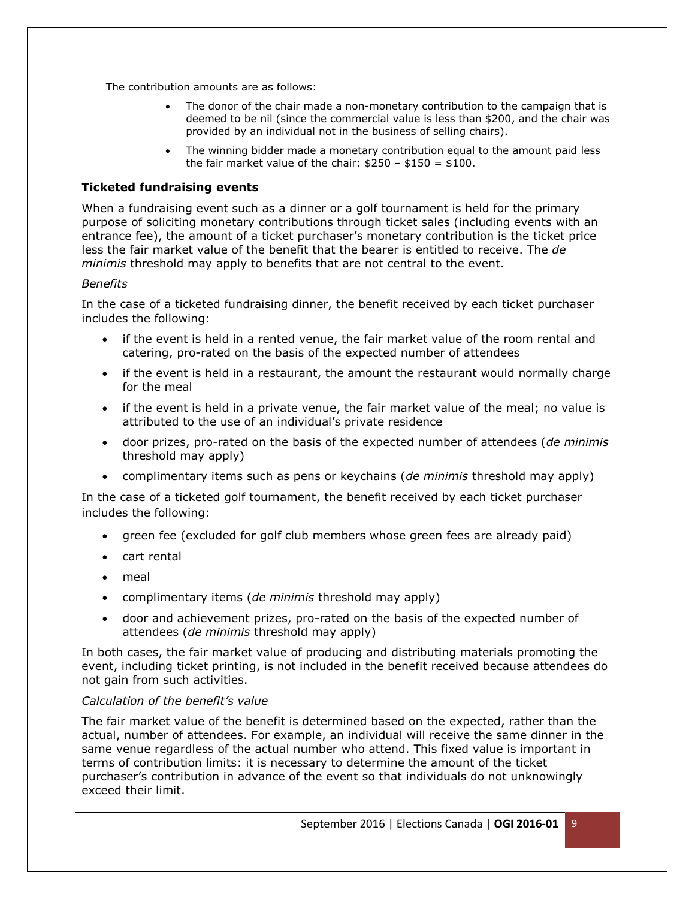The contribution amounts are as follows:

- The donor of the chair made a non-monetary contribution to the campaign that is deemed to be nil (since the commercial value is less than $200, and the chair was provided by an individual not in the business of selling chairs).
- The winning bidder made a monetary contribution equal to the amount paid less the fair market value of the chair: $250 – $150 = $100.

### Ticketed fundraising events

When a fundraising event such as a dinner or a golf tournament is held for the primary purpose of soliciting monetary contributions through ticket sales (including events with an entrance fee), the amount of a ticket purchaser's monetary contribution is the ticket price less the fair market value of the benefit that the bearer is entitled to receive. The *de minimis* threshold may apply to benefits that are not central to the event.

*Benefits*

In the case of a ticketed fundraising dinner, the benefit received by each ticket purchaser includes the following:

- if the event is held in a rented venue, the fair market value of the room rental and catering, pro-rated on the basis of the expected number of attendees
- if the event is held in a restaurant, the amount the restaurant would normally charge for the meal
- if the event is held in a private venue, the fair market value of the meal; no value is attributed to the use of an individual's private residence
- door prizes, pro-rated on the basis of the expected number of attendees (*de minimis* threshold may apply)
- complimentary items such as pens or keychains (*de minimis* threshold may apply)

In the case of a ticketed golf tournament, the benefit received by each ticket purchaser includes the following:

- green fee (excluded for golf club members whose green fees are already paid)
- cart rental
- meal
- complimentary items (*de minimis* threshold may apply)
- door and achievement prizes, pro-rated on the basis of the expected number of attendees (*de minimis* threshold may apply)

In both cases, the fair market value of producing and distributing materials promoting the event, including ticket printing, is not included in the benefit received because attendees do not gain from such activities.

*Calculation of the benefit's value*

The fair market value of the benefit is determined based on the expected, rather than the actual, number of attendees. For example, an individual will receive the same dinner in the same venue regardless of the actual number who attend. This fixed value is important in terms of contribution limits: it is necessary to determine the amount of the ticket purchaser's contribution in advance of the event so that individuals do not unknowingly exceed their limit.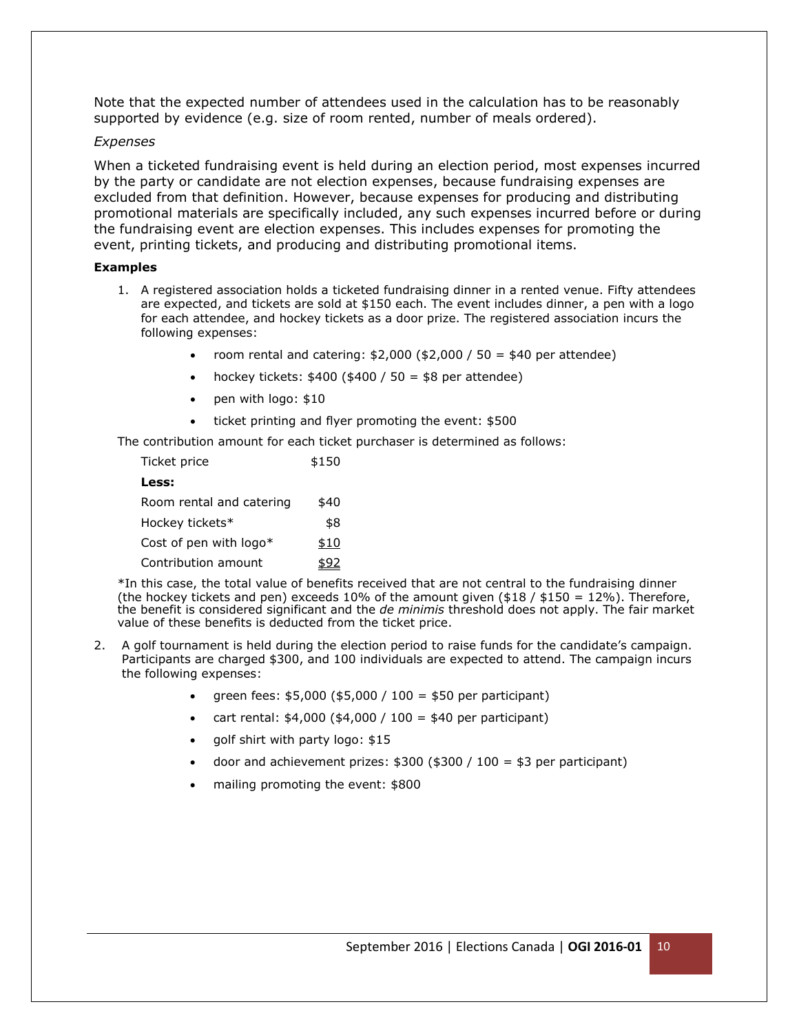Note that the expected number of attendees used in the calculation has to be reasonably supported by evidence (e.g. size of room rented, number of meals ordered).

*Expenses*

When a ticketed fundraising event is held during an election period, most expenses incurred by the party or candidate are not election expenses, because fundraising expenses are excluded from that definition. However, because expenses for producing and distributing promotional materials are specifically included, any such expenses incurred before or during the fundraising event are election expenses. This includes expenses for promoting the event, printing tickets, and producing and distributing promotional items.

**Examples**

1. A registered association holds a ticketed fundraising dinner in a rented venue. Fifty attendees are expected, and tickets are sold at $150 each. The event includes dinner, a pen with a logo for each attendee, and hockey tickets as a door prize. The registered association incurs the following expenses:
    - room rental and catering: $2,000 ($2,000 / 50 = $40 per attendee)
    - hockey tickets: $400 ($400 / 50 = $8 per attendee)
    - pen with logo: $10
    - ticket printing and flyer promoting the event: $500

   The contribution amount for each ticket purchaser is determined as follows:

   | | |
   |---|---|
   | Ticket price | $150 |
   | **Less:** | |
   | Room rental and catering | $40 |
   | Hockey tickets* | $8 |
   | Cost of pen with logo* | $10 |
   | Contribution amount | $92 |

   *In this case, the total value of benefits received that are not central to the fundraising dinner (the hockey tickets and pen) exceeds 10% of the amount given ($18 / $150 = 12%). Therefore, the benefit is considered significant and the *de minimis* threshold does not apply. The fair market value of these benefits is deducted from the ticket price.

2. A golf tournament is held during the election period to raise funds for the candidate's campaign. Participants are charged $300, and 100 individuals are expected to attend. The campaign incurs the following expenses:
    - green fees: $5,000 ($5,000 / 100 = $50 per participant)
    - cart rental: $4,000 ($4,000 / 100 = $40 per participant)
    - golf shirt with party logo: $15
    - door and achievement prizes: $300 ($300 / 100 = $3 per participant)
    - mailing promoting the event: $800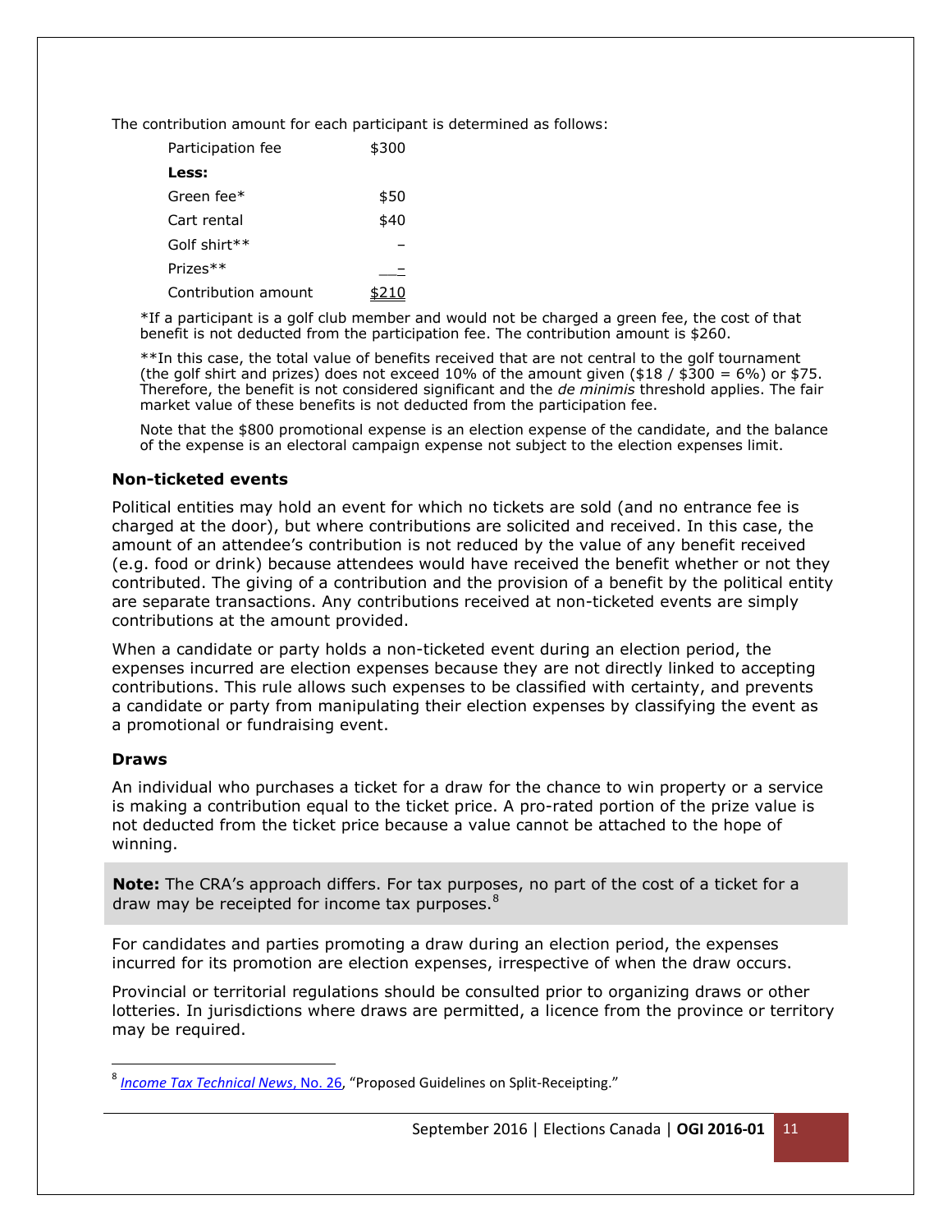The contribution amount for each participant is determined as follows:

| | |
|---|---|
| Participation fee | $300 |
| **Less:** | |
| Green fee* | $50 |
| Cart rental | $40 |
| Golf shirt** | – |
| Prizes** | – |
| Contribution amount | $210 |

*If a participant is a golf club member and would not be charged a green fee, the cost of that benefit is not deducted from the participation fee. The contribution amount is $260.

**In this case, the total value of benefits received that are not central to the golf tournament (the golf shirt and prizes) does not exceed 10% of the amount given ($18 / $300 = 6%) or $75. Therefore, the benefit is not considered significant and the *de minimis* threshold applies. The fair market value of these benefits is not deducted from the participation fee.

Note that the $800 promotional expense is an election expense of the candidate, and the balance of the expense is an electoral campaign expense not subject to the election expenses limit.

### Non-ticketed events

Political entities may hold an event for which no tickets are sold (and no entrance fee is charged at the door), but where contributions are solicited and received. In this case, the amount of an attendee's contribution is not reduced by the value of any benefit received (e.g. food or drink) because attendees would have received the benefit whether or not they contributed. The giving of a contribution and the provision of a benefit by the political entity are separate transactions. Any contributions received at non-ticketed events are simply contributions at the amount provided.

When a candidate or party holds a non-ticketed event during an election period, the expenses incurred are election expenses because they are not directly linked to accepting contributions. This rule allows such expenses to be classified with certainty, and prevents a candidate or party from manipulating their election expenses by classifying the event as a promotional or fundraising event.

### Draws

An individual who purchases a ticket for a draw for the chance to win property or a service is making a contribution equal to the ticket price. A pro-rated portion of the prize value is not deducted from the ticket price because a value cannot be attached to the hope of winning.

**Note:** The CRA's approach differs. For tax purposes, no part of the cost of a ticket for a draw may be receipted for income tax purposes.[8]

For candidates and parties promoting a draw during an election period, the expenses incurred for its promotion are election expenses, irrespective of when the draw occurs.

Provincial or territorial regulations should be consulted prior to organizing draws or other lotteries. In jurisdictions where draws are permitted, a licence from the province or territory may be required.

[8] *Income Tax Technical News*, No. 26, "Proposed Guidelines on Split-Receipting."